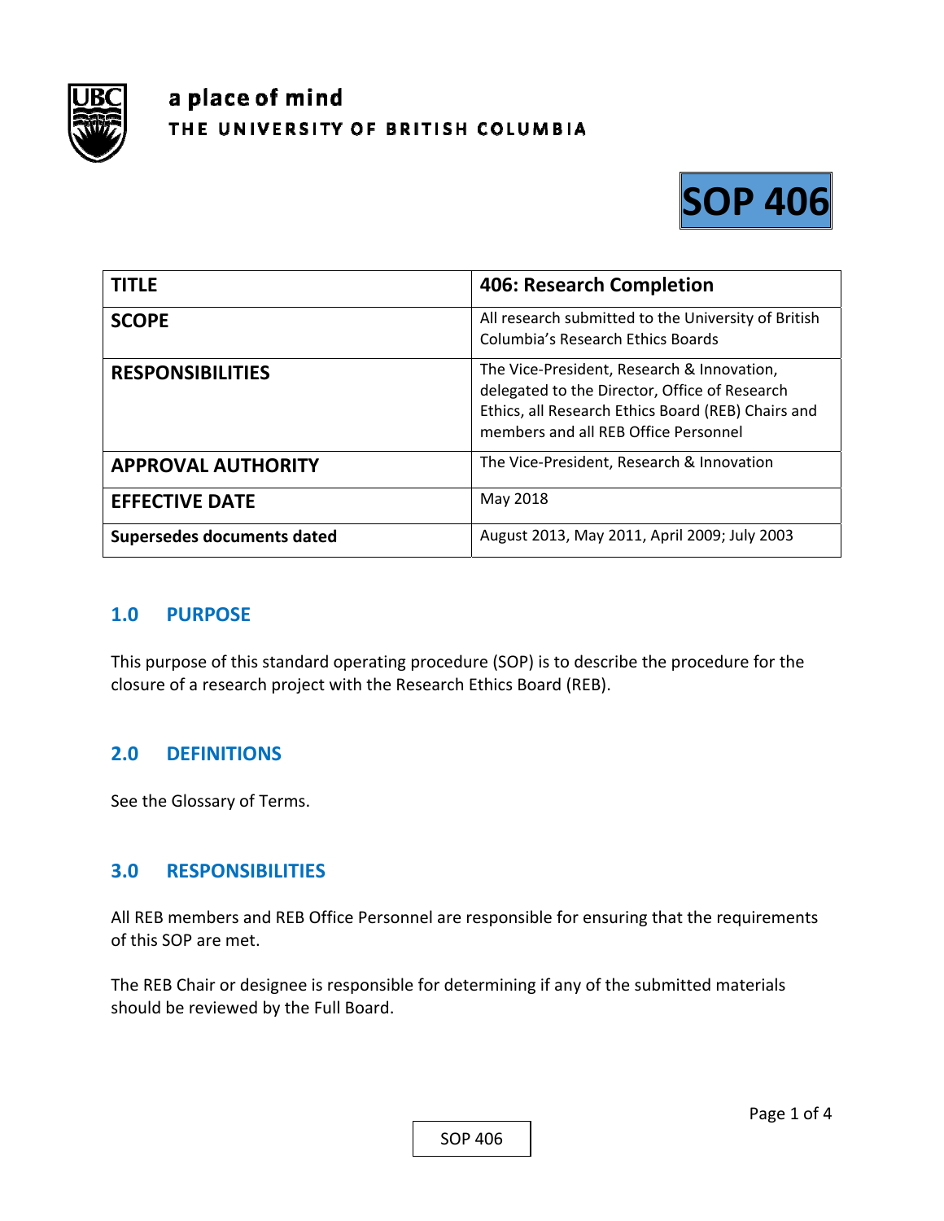a place of mind
THE UNIVERSITY OF BRITISH COLUMBIA

# SOP 406

| TITLE | 406: Research Completion |
|---|---|
| SCOPE | All research submitted to the University of British Columbia's Research Ethics Boards |
| RESPONSIBILITIES | The Vice-President, Research & Innovation, delegated to the Director, Office of Research Ethics, all Research Ethics Board (REB) Chairs and members and all REB Office Personnel |
| APPROVAL AUTHORITY | The Vice-President, Research & Innovation |
| EFFECTIVE DATE | May 2018 |
| Supersedes documents dated | August 2013, May 2011, April 2009; July 2003 |

## 1.0 PURPOSE

This purpose of this standard operating procedure (SOP) is to describe the procedure for the closure of a research project with the Research Ethics Board (REB).

## 2.0 DEFINITIONS

See the Glossary of Terms.

## 3.0 RESPONSIBILITIES

All REB members and REB Office Personnel are responsible for ensuring that the requirements of this SOP are met.

The REB Chair or designee is responsible for determining if any of the submitted materials should be reviewed by the Full Board.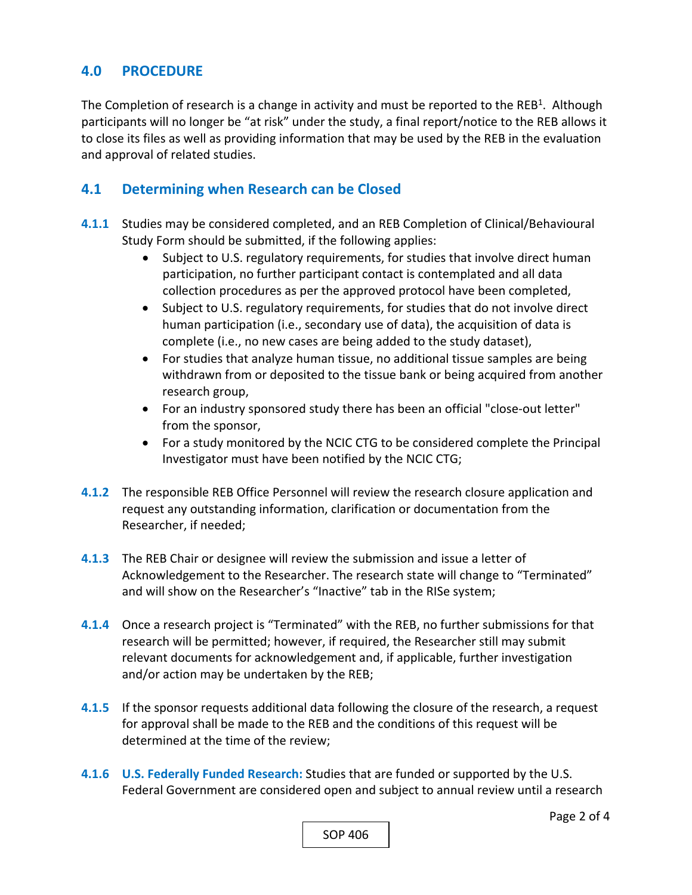## 4.0 PROCEDURE

The Completion of research is a change in activity and must be reported to the REB[1]. Although participants will no longer be "at risk" under the study, a final report/notice to the REB allows it to close its files as well as providing information that may be used by the REB in the evaluation and approval of related studies.

## 4.1 Determining when Research can be Closed

**4.1.1** Studies may be considered completed, and an REB Completion of Clinical/Behavioural Study Form should be submitted, if the following applies:

- Subject to U.S. regulatory requirements, for studies that involve direct human participation, no further participant contact is contemplated and all data collection procedures as per the approved protocol have been completed,
- Subject to U.S. regulatory requirements, for studies that do not involve direct human participation (i.e., secondary use of data), the acquisition of data is complete (i.e., no new cases are being added to the study dataset),
- For studies that analyze human tissue, no additional tissue samples are being withdrawn from or deposited to the tissue bank or being acquired from another research group,
- For an industry sponsored study there has been an official "close-out letter" from the sponsor,
- For a study monitored by the NCIC CTG to be considered complete the Principal Investigator must have been notified by the NCIC CTG;

**4.1.2** The responsible REB Office Personnel will review the research closure application and request any outstanding information, clarification or documentation from the Researcher, if needed;

**4.1.3** The REB Chair or designee will review the submission and issue a letter of Acknowledgement to the Researcher. The research state will change to "Terminated" and will show on the Researcher's "Inactive" tab in the RISe system;

**4.1.4** Once a research project is "Terminated" with the REB, no further submissions for that research will be permitted; however, if required, the Researcher still may submit relevant documents for acknowledgement and, if applicable, further investigation and/or action may be undertaken by the REB;

**4.1.5** If the sponsor requests additional data following the closure of the research, a request for approval shall be made to the REB and the conditions of this request will be determined at the time of the review;

**4.1.6** **U.S. Federally Funded Research:** Studies that are funded or supported by the U.S. Federal Government are considered open and subject to annual review until a research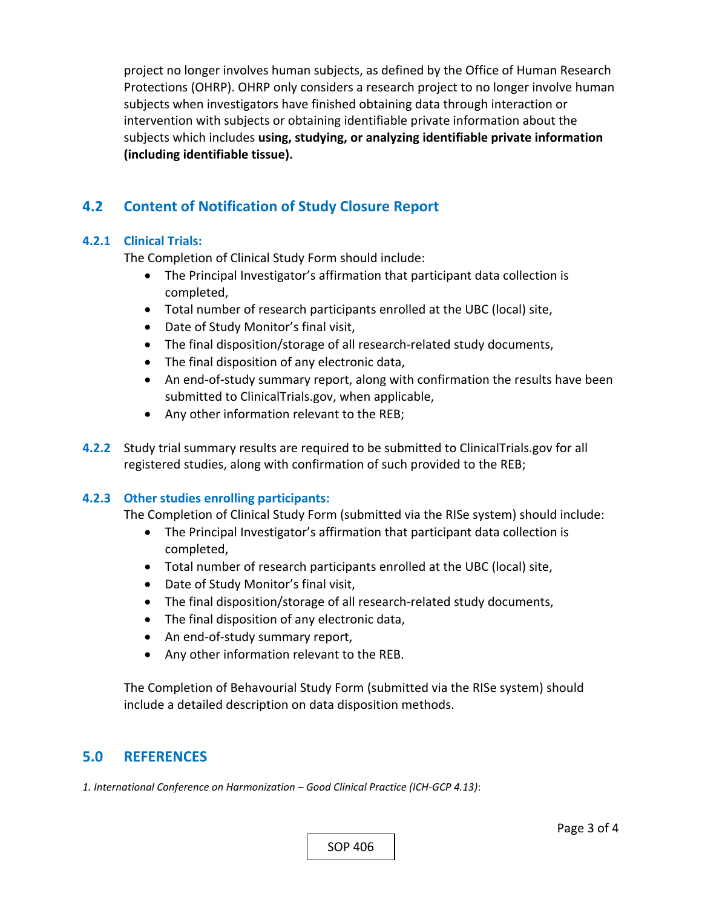project no longer involves human subjects, as defined by the Office of Human Research Protections (OHRP). OHRP only considers a research project to no longer involve human subjects when investigators have finished obtaining data through interaction or intervention with subjects or obtaining identifiable private information about the subjects which includes **using, studying, or analyzing identifiable private information (including identifiable tissue).**

## 4.2 Content of Notification of Study Closure Report

### 4.2.1 Clinical Trials:

The Completion of Clinical Study Form should include:

- The Principal Investigator's affirmation that participant data collection is completed,
- Total number of research participants enrolled at the UBC (local) site,
- Date of Study Monitor's final visit,
- The final disposition/storage of all research-related study documents,
- The final disposition of any electronic data,
- An end-of-study summary report, along with confirmation the results have been submitted to ClinicalTrials.gov, when applicable,
- Any other information relevant to the REB;

**4.2.2** Study trial summary results are required to be submitted to ClinicalTrials.gov for all registered studies, along with confirmation of such provided to the REB;

### 4.2.3 Other studies enrolling participants:

The Completion of Clinical Study Form (submitted via the RISe system) should include:

- The Principal Investigator's affirmation that participant data collection is completed,
- Total number of research participants enrolled at the UBC (local) site,
- Date of Study Monitor's final visit,
- The final disposition/storage of all research-related study documents,
- The final disposition of any electronic data,
- An end-of-study summary report,
- Any other information relevant to the REB.

The Completion of Behavourial Study Form (submitted via the RISe system) should include a detailed description on data disposition methods.

## 5.0 REFERENCES

*1. International Conference on Harmonization – Good Clinical Practice (ICH-GCP 4.13)*: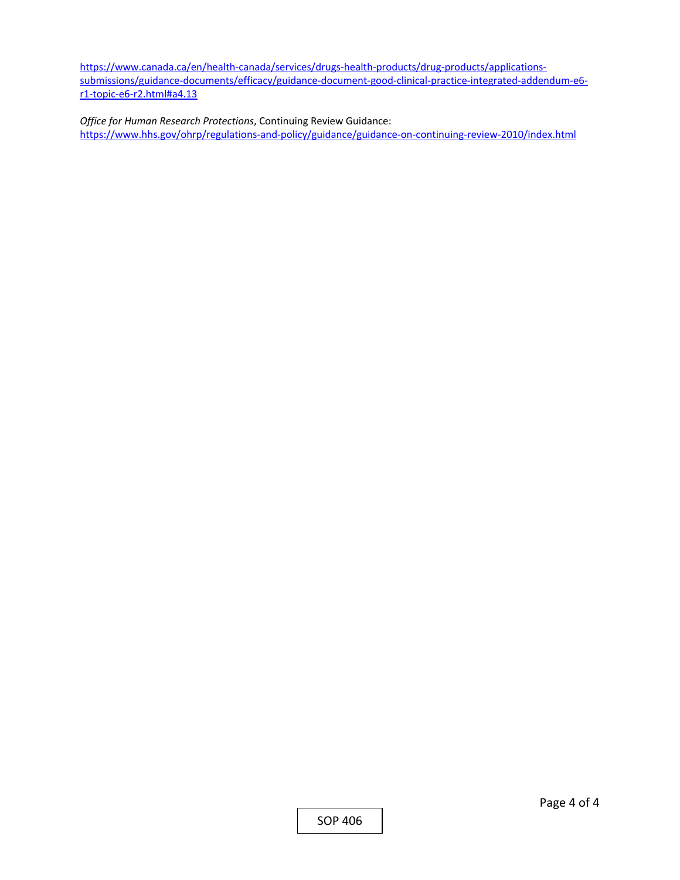https://www.canada.ca/en/health-canada/services/drugs-health-products/drug-products/applications-submissions/guidance-documents/efficacy/guidance-document-good-clinical-practice-integrated-addendum-e6-r1-topic-e6-r2.html#a4.13

*Office for Human Research Protections*, Continuing Review Guidance:
https://www.hhs.gov/ohrp/regulations-and-policy/guidance/guidance-on-continuing-review-2010/index.html